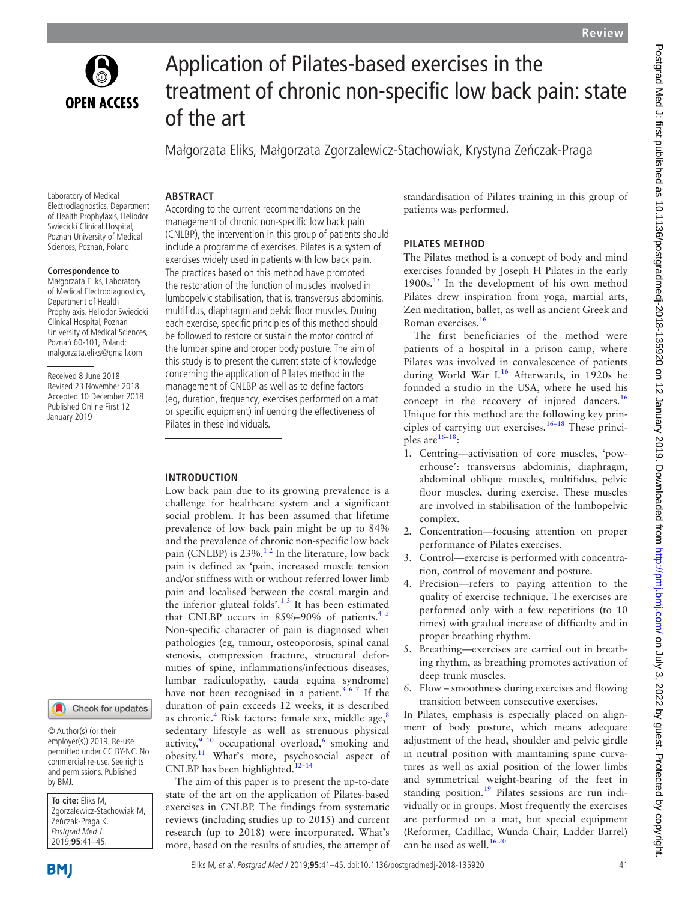# Application of Pilates-based exercises in the treatment of chronic non-specific low back pain: state of the art

Małgorzata Eliks, Małgorzata Zgorzalewicz-Stachowiak, Krystyna Zeńczak-Praga

Laboratory of Medical Electrodiagnostics, Department of Health Prophylaxis, Heliodor Swiecicki Clinical Hospital, Poznan University of Medical Sciences, Poznań, Poland

**Correspondence to**
Małgorzata Eliks, Laboratory of Medical Electrodiagnostics, Department of Health Prophylaxis, Heliodor Swiecicki Clinical Hospital, Poznan University of Medical Sciences, Poznań 60-101, Poland; malgorzata.eliks@gmail.com

Received 8 June 2018
Revised 23 November 2018
Accepted 10 December 2018
Published Online First 12 January 2019

© Author(s) (or their employer(s)) 2019. Re-use permitted under CC BY-NC. No commercial re-use. See rights and permissions. Published by BMJ.

**To cite:** Eliks M, Zgorzalewicz-Stachowiak M, Zeńczak-Praga K. *Postgrad Med J* 2019;**95**:41–45.

## ABSTRACT

According to the current recommendations on the management of chronic non-specific low back pain (CNLBP), the intervention in this group of patients should include a programme of exercises. Pilates is a system of exercises widely used in patients with low back pain. The practices based on this method have promoted the restoration of the function of muscles involved in lumbopelvic stabilisation, that is, transversus abdominis, multifidus, diaphragm and pelvic floor muscles. During each exercise, specific principles of this method should be followed to restore or sustain the motor control of the lumbar spine and proper body posture. The aim of this study is to present the current state of knowledge concerning the application of Pilates method in the management of CNLBP as well as to define factors (eg, duration, frequency, exercises performed on a mat or specific equipment) influencing the effectiveness of Pilates in these individuals.

## INTRODUCTION

Low back pain due to its growing prevalence is a challenge for healthcare system and a significant social problem. It has been assumed that lifetime prevalence of low back pain might be up to 84% and the prevalence of chronic non-specific low back pain (CNLBP) is 23%.[1,2] In the literature, low back pain is defined as 'pain, increased muscle tension and/or stiffness with or without referred lower limb pain and localised between the costal margin and the inferior gluteal folds'.[1,3] It has been estimated that CNLBP occurs in 85%–90% of patients.[4,5] Non-specific character of pain is diagnosed when pathologies (eg, tumour, osteoporosis, spinal canal stenosis, compression fracture, structural deformities of spine, inflammations/infectious diseases, lumbar radiculopathy, cauda equina syndrome) have not been recognised in a patient.[3,6,7] If the duration of pain exceeds 12 weeks, it is described as chronic.[4] Risk factors: female sex, middle age,[8] sedentary lifestyle as well as strenuous physical activity,[9,10] occupational overload,[6] smoking and obesity.[11] What's more, psychosocial aspect of CNLBP has been highlighted.[12–14]

The aim of this paper is to present the up-to-date state of the art on the application of Pilates-based exercises in CNLBP. The findings from systematic reviews (including studies up to 2015) and current research (up to 2018) were incorporated. What's more, based on the results of studies, the attempt of standardisation of Pilates training in this group of patients was performed.

## PILATES METHOD

The Pilates method is a concept of body and mind exercises founded by Joseph H Pilates in the early 1900s.[15] In the development of his own method Pilates drew inspiration from yoga, martial arts, Zen meditation, ballet, as well as ancient Greek and Roman exercises.[16]

The first beneficiaries of the method were patients of a hospital in a prison camp, where Pilates was involved in convalescence of patients during World War I.[16] Afterwards, in 1920s he founded a studio in the USA, where he used his concept in the recovery of injured dancers.[16] Unique for this method are the following key principles of carrying out exercises.[16–18] These principles are[16–18]:

1. Centring—activisation of core muscles, 'powerhouse': transversus abdominis, diaphragm, abdominal oblique muscles, multifidus, pelvic floor muscles, during exercise. These muscles are involved in stabilisation of the lumbopelvic complex.
2. Concentration—focusing attention on proper performance of Pilates exercises.
3. Control—exercise is performed with concentration, control of movement and posture.
4. Precision—refers to paying attention to the quality of exercise technique. The exercises are performed only with a few repetitions (to 10 times) with gradual increase of difficulty and in proper breathing rhythm.
5. Breathing—exercises are carried out in breathing rhythm, as breathing promotes activation of deep trunk muscles.
6. Flow – smoothness during exercises and flowing transition between consecutive exercises.

In Pilates, emphasis is especially placed on alignment of body posture, which means adequate adjustment of the head, shoulder and pelvic girdle in neutral position with maintaining spine curvatures as well as axial position of the lower limbs and symmetrical weight-bearing of the feet in standing position.[19] Pilates sessions are run individually or in groups. Most frequently the exercises are performed on a mat, but special equipment (Reformer, Cadillac, Wunda Chair, Ladder Barrel) can be used as well.[16,20]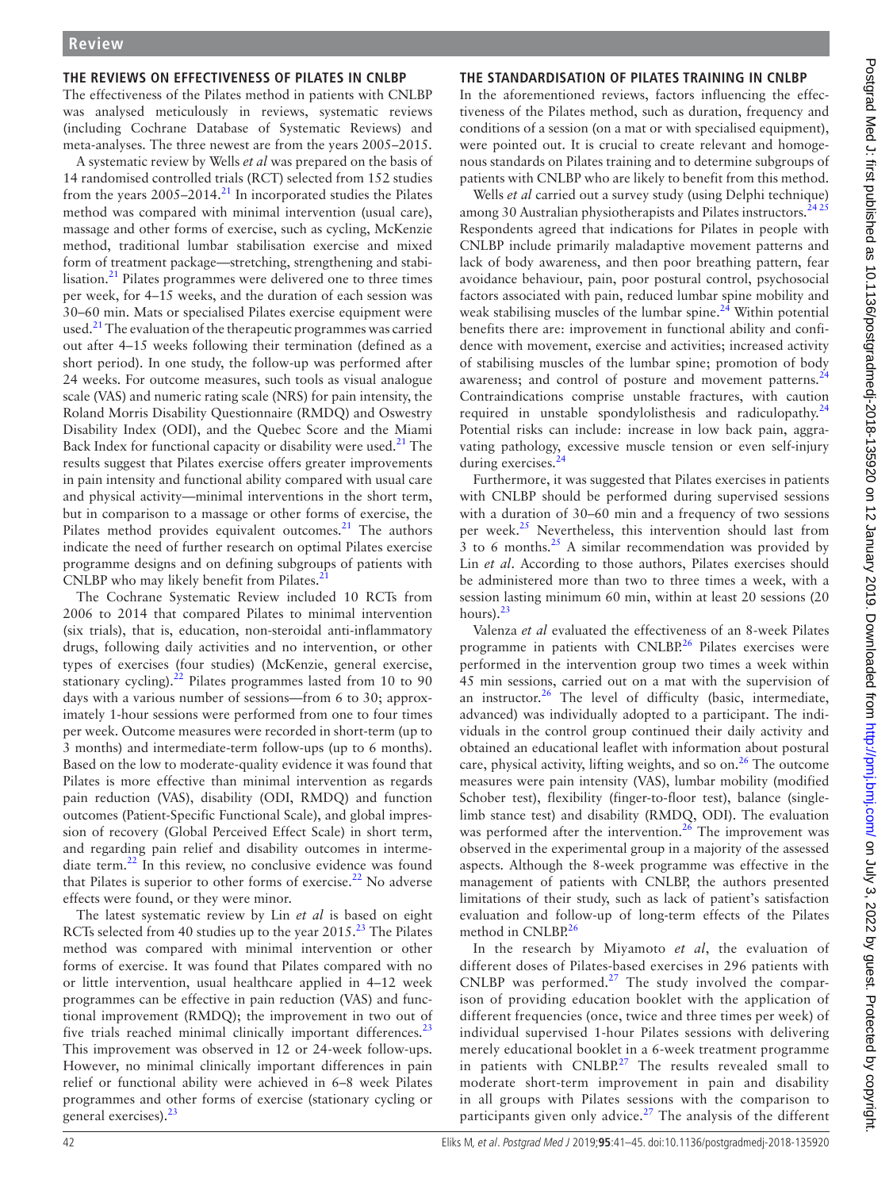## THE REVIEWS ON EFFECTIVENESS OF PILATES IN CNLBP

The effectiveness of the Pilates method in patients with CNLBP was analysed meticulously in reviews, systematic reviews (including Cochrane Database of Systematic Reviews) and meta-analyses. The three newest are from the years 2005–2015.

A systematic review by Wells *et al* was prepared on the basis of 14 randomised controlled trials (RCT) selected from 152 studies from the years 2005–2014.[21] In incorporated studies the Pilates method was compared with minimal intervention (usual care), massage and other forms of exercise, such as cycling, McKenzie method, traditional lumbar stabilisation exercise and mixed form of treatment package—stretching, strengthening and stabilisation.[21] Pilates programmes were delivered one to three times per week, for 4–15 weeks, and the duration of each session was 30–60 min. Mats or specialised Pilates exercise equipment were used.[21] The evaluation of the therapeutic programmes was carried out after 4–15 weeks following their termination (defined as a short period). In one study, the follow-up was performed after 24 weeks. For outcome measures, such tools as visual analogue scale (VAS) and numeric rating scale (NRS) for pain intensity, the Roland Morris Disability Questionnaire (RMDQ) and Oswestry Disability Index (ODI), and the Quebec Score and the Miami Back Index for functional capacity or disability were used.[21] The results suggest that Pilates exercise offers greater improvements in pain intensity and functional ability compared with usual care and physical activity—minimal interventions in the short term, but in comparison to a massage or other forms of exercise, the Pilates method provides equivalent outcomes.[21] The authors indicate the need of further research on optimal Pilates exercise programme designs and on defining subgroups of patients with CNLBP who may likely benefit from Pilates.[21]

The Cochrane Systematic Review included 10 RCTs from 2006 to 2014 that compared Pilates to minimal intervention (six trials), that is, education, non-steroidal anti-inflammatory drugs, following daily activities and no intervention, or other types of exercises (four studies) (McKenzie, general exercise, stationary cycling).[22] Pilates programmes lasted from 10 to 90 days with a various number of sessions—from 6 to 30; approximately 1-hour sessions were performed from one to four times per week. Outcome measures were recorded in short-term (up to 3 months) and intermediate-term follow-ups (up to 6 months). Based on the low to moderate-quality evidence it was found that Pilates is more effective than minimal intervention as regards pain reduction (VAS), disability (ODI, RMDQ) and function outcomes (Patient-Specific Functional Scale), and global impression of recovery (Global Perceived Effect Scale) in short term, and regarding pain relief and disability outcomes in intermediate term.[22] In this review, no conclusive evidence was found that Pilates is superior to other forms of exercise.[22] No adverse effects were found, or they were minor.

The latest systematic review by Lin *et al* is based on eight RCTs selected from 40 studies up to the year 2015.[23] The Pilates method was compared with minimal intervention or other forms of exercise. It was found that Pilates compared with no or little intervention, usual healthcare applied in 4–12 week programmes can be effective in pain reduction (VAS) and functional improvement (RMDQ); the improvement in two out of five trials reached minimal clinically important differences.[23] This improvement was observed in 12 or 24-week follow-ups. However, no minimal clinically important differences in pain relief or functional ability were achieved in 6–8 week Pilates programmes and other forms of exercise (stationary cycling or general exercises).[23]

## THE STANDARDISATION OF PILATES TRAINING IN CNLBP

In the aforementioned reviews, factors influencing the effectiveness of the Pilates method, such as duration, frequency and conditions of a session (on a mat or with specialised equipment), were pointed out. It is crucial to create relevant and homogenous standards on Pilates training and to determine subgroups of patients with CNLBP who are likely to benefit from this method.

Wells *et al* carried out a survey study (using Delphi technique) among 30 Australian physiotherapists and Pilates instructors.[24,25] Respondents agreed that indications for Pilates in people with CNLBP include primarily maladaptive movement patterns and lack of body awareness, and then poor breathing pattern, fear avoidance behaviour, pain, poor postural control, psychosocial factors associated with pain, reduced lumbar spine mobility and weak stabilising muscles of the lumbar spine.[24] Within potential benefits there are: improvement in functional ability and confidence with movement, exercise and activities; increased activity of stabilising muscles of the lumbar spine; promotion of body awareness; and control of posture and movement patterns.[24] Contraindications comprise unstable fractures, with caution required in unstable spondylolisthesis and radiculopathy.[24] Potential risks can include: increase in low back pain, aggravating pathology, excessive muscle tension or even self-injury during exercises.[24]

Furthermore, it was suggested that Pilates exercises in patients with CNLBP should be performed during supervised sessions with a duration of 30–60 min and a frequency of two sessions per week.[25] Nevertheless, this intervention should last from 3 to 6 months.[25] A similar recommendation was provided by Lin *et al*. According to those authors, Pilates exercises should be administered more than two to three times a week, with a session lasting minimum 60 min, within at least 20 sessions (20 hours).[23]

Valenza *et al* evaluated the effectiveness of an 8-week Pilates programme in patients with CNLBP.[26] Pilates exercises were performed in the intervention group two times a week within 45 min sessions, carried out on a mat with the supervision of an instructor.[26] The level of difficulty (basic, intermediate, advanced) was individually adopted to a participant. The individuals in the control group continued their daily activity and obtained an educational leaflet with information about postural care, physical activity, lifting weights, and so on.[26] The outcome measures were pain intensity (VAS), lumbar mobility (modified Schober test), flexibility (finger-to-floor test), balance (single-limb stance test) and disability (RMDQ, ODI). The evaluation was performed after the intervention.[26] The improvement was observed in the experimental group in a majority of the assessed aspects. Although the 8-week programme was effective in the management of patients with CNLBP, the authors presented limitations of their study, such as lack of patient's satisfaction evaluation and follow-up of long-term effects of the Pilates method in CNLBP.[26]

In the research by Miyamoto *et al*, the evaluation of different doses of Pilates-based exercises in 296 patients with CNLBP was performed.[27] The study involved the comparison of providing education booklet with the application of different frequencies (once, twice and three times per week) of individual supervised 1-hour Pilates sessions with delivering merely educational booklet in a 6-week treatment programme in patients with CNLBP.[27] The results revealed small to moderate short-term improvement in pain and disability in all groups with Pilates sessions with the comparison to participants given only advice.[27] The analysis of the different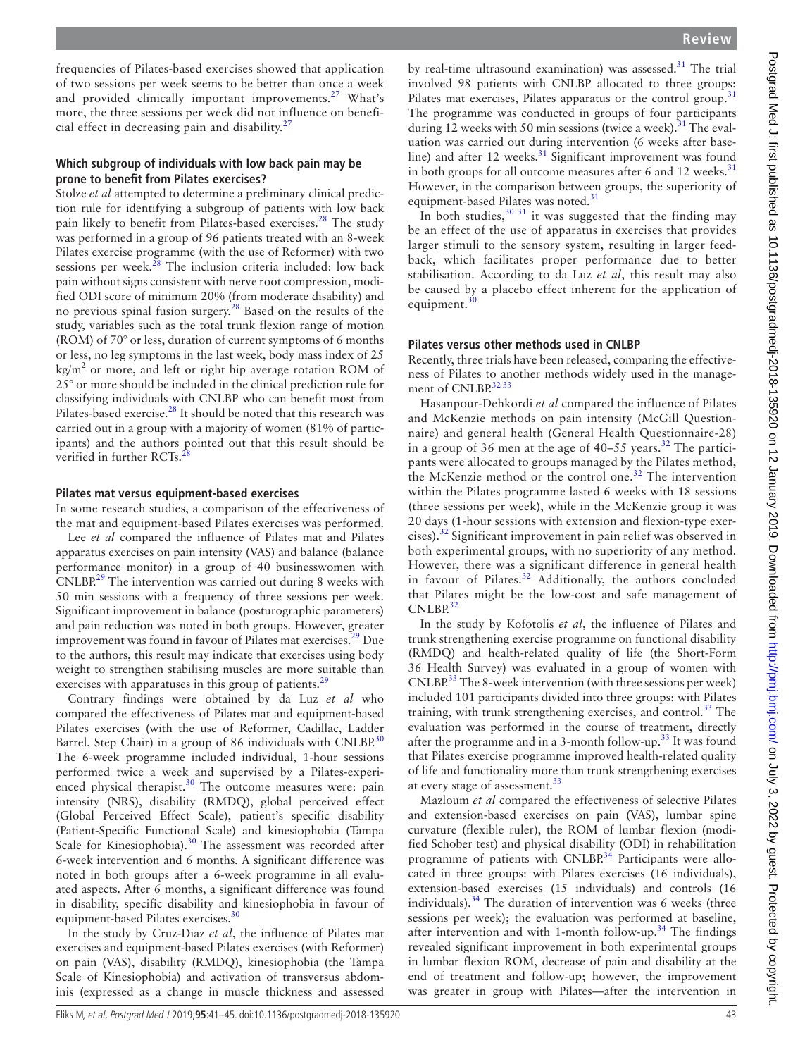frequencies of Pilates-based exercises showed that application of two sessions per week seems to be better than once a week and provided clinically important improvements.[27] What's more, the three sessions per week did not influence on beneficial effect in decreasing pain and disability.[27]

### Which subgroup of individuals with low back pain may be prone to benefit from Pilates exercises?

Stolze *et al* attempted to determine a preliminary clinical prediction rule for identifying a subgroup of patients with low back pain likely to benefit from Pilates-based exercises.[28] The study was performed in a group of 96 patients treated with an 8-week Pilates exercise programme (with the use of Reformer) with two sessions per week.[28] The inclusion criteria included: low back pain without signs consistent with nerve root compression, modified ODI score of minimum 20% (from moderate disability) and no previous spinal fusion surgery.[28] Based on the results of the study, variables such as the total trunk flexion range of motion (ROM) of 70° or less, duration of current symptoms of 6 months or less, no leg symptoms in the last week, body mass index of 25 $kg/m^2$ or more, and left or right hip average rotation ROM of 25° or more should be included in the clinical prediction rule for classifying individuals with CNLBP who can benefit most from Pilates-based exercise.[28] It should be noted that this research was carried out in a group with a majority of women (81% of participants) and the authors pointed out that this result should be verified in further RCTs.[28]

### Pilates mat versus equipment-based exercises

In some research studies, a comparison of the effectiveness of the mat and equipment-based Pilates exercises was performed.

Lee *et al* compared the influence of Pilates mat and Pilates apparatus exercises on pain intensity (VAS) and balance (balance performance monitor) in a group of 40 businesswomen with CNLBP.[29] The intervention was carried out during 8 weeks with 50 min sessions with a frequency of three sessions per week. Significant improvement in balance (posturographic parameters) and pain reduction was noted in both groups. However, greater improvement was found in favour of Pilates mat exercises.[29] Due to the authors, this result may indicate that exercises using body weight to strengthen stabilising muscles are more suitable than exercises with apparatuses in this group of patients.[29]

Contrary findings were obtained by da Luz *et al* who compared the effectiveness of Pilates mat and equipment-based Pilates exercises (with the use of Reformer, Cadillac, Ladder Barrel, Step Chair) in a group of 86 individuals with CNLBP.[30] The 6-week programme included individual, 1-hour sessions performed twice a week and supervised by a Pilates-experienced physical therapist.[30] The outcome measures were: pain intensity (NRS), disability (RMDQ), global perceived effect (Global Perceived Effect Scale), patient's specific disability (Patient-Specific Functional Scale) and kinesiophobia (Tampa Scale for Kinesiophobia).[30] The assessment was recorded after 6-week intervention and 6 months. A significant difference was noted in both groups after a 6-week programme in all evaluated aspects. After 6 months, a significant difference was found in disability, specific disability and kinesiophobia in favour of equipment-based Pilates exercises.[30]

In the study by Cruz-Diaz *et al*, the influence of Pilates mat exercises and equipment-based Pilates exercises (with Reformer) on pain (VAS), disability (RMDQ), kinesiophobia (the Tampa Scale of Kinesiophobia) and activation of transversus abdominis (expressed as a change in muscle thickness and assessed by real-time ultrasound examination) was assessed.[31] The trial involved 98 patients with CNLBP allocated to three groups: Pilates mat exercises, Pilates apparatus or the control group.[31] The programme was conducted in groups of four participants during 12 weeks with 50 min sessions (twice a week).[31] The evaluation was carried out during intervention (6 weeks after baseline) and after 12 weeks.[31] Significant improvement was found in both groups for all outcome measures after 6 and 12 weeks.[31] However, in the comparison between groups, the superiority of equipment-based Pilates was noted.[31]

In both studies,[30,31] it was suggested that the finding may be an effect of the use of apparatus in exercises that provides larger stimuli to the sensory system, resulting in larger feedback, which facilitates proper performance due to better stabilisation. According to da Luz *et al*, this result may also be caused by a placebo effect inherent for the application of equipment.[30]

### Pilates versus other methods used in CNLBP

Recently, three trials have been released, comparing the effectiveness of Pilates to another methods widely used in the management of CNLBP.[32,33]

Hasanpour-Dehkordi *et al* compared the influence of Pilates and McKenzie methods on pain intensity (McGill Questionnaire) and general health (General Health Questionnaire-28) in a group of 36 men at the age of 40–55 years.[32] The participants were allocated to groups managed by the Pilates method, the McKenzie method or the control one.[32] The intervention within the Pilates programme lasted 6 weeks with 18 sessions (three sessions per week), while in the McKenzie group it was 20 days (1-hour sessions with extension and flexion-type exercises).[32] Significant improvement in pain relief was observed in both experimental groups, with no superiority of any method. However, there was a significant difference in general health in favour of Pilates.[32] Additionally, the authors concluded that Pilates might be the low-cost and safe management of CNLBP.[32]

In the study by Kofotolis *et al*, the influence of Pilates and trunk strengthening exercise programme on functional disability (RMDQ) and health-related quality of life (the Short-Form 36 Health Survey) was evaluated in a group of women with CNLBP.[33] The 8-week intervention (with three sessions per week) included 101 participants divided into three groups: with Pilates training, with trunk strengthening exercises, and control.[33] The evaluation was performed in the course of treatment, directly after the programme and in a 3-month follow-up.[33] It was found that Pilates exercise programme improved health-related quality of life and functionality more than trunk strengthening exercises at every stage of assessment.[33]

Mazloum *et al* compared the effectiveness of selective Pilates and extension-based exercises on pain (VAS), lumbar spine curvature (flexible ruler), the ROM of lumbar flexion (modified Schober test) and physical disability (ODI) in rehabilitation programme of patients with CNLBP.[34] Participants were allocated in three groups: with Pilates exercises (16 individuals), extension-based exercises (15 individuals) and controls (16 individuals).[34] The duration of intervention was 6 weeks (three sessions per week); the evaluation was performed at baseline, after intervention and with 1-month follow-up.[34] The findings revealed significant improvement in both experimental groups in lumbar flexion ROM, decrease of pain and disability at the end of treatment and follow-up; however, the improvement was greater in group with Pilates—after the intervention in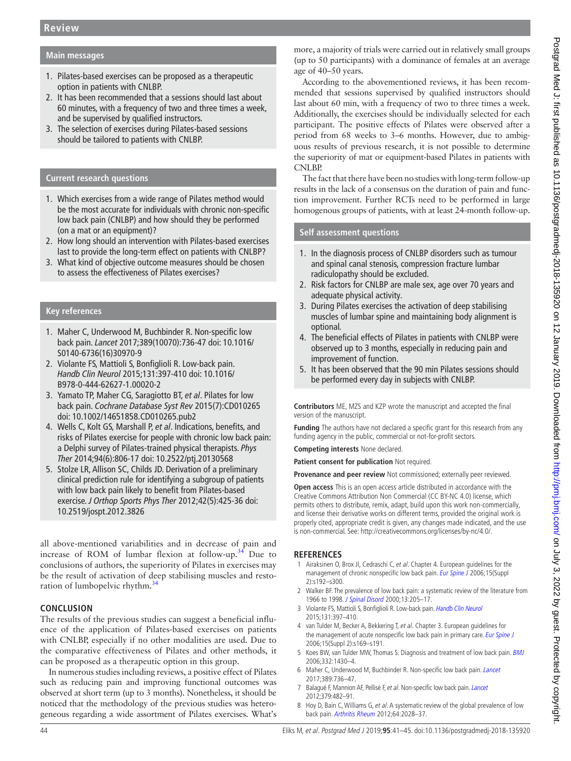## Main messages

1. Pilates-based exercises can be proposed as a therapeutic option in patients with CNLBP.
2. It has been recommended that a sessions should last about 60 minutes, with a frequency of two and three times a week, and be supervised by qualified instructors.
3. The selection of exercises during Pilates-based sessions should be tailored to patients with CNLBP.

## Current research questions

1. Which exercises from a wide range of Pilates method would be the most accurate for individuals with chronic non-specific low back pain (CNLBP) and how should they be performed (on a mat or an equipment)?
2. How long should an intervention with Pilates-based exercises last to provide the long-term effect on patients with CNLBP?
3. What kind of objective outcome measures should be chosen to assess the effectiveness of Pilates exercises?

## Key references

1. Maher C, Underwood M, Buchbinder R. Non-specific low back pain. *Lancet* 2017;389(10070):736-47 doi: 10.1016/S0140-6736(16)30970-9
2. Violante FS, Mattioli S, Bonfiglioli R. Low-back pain. *Handb Clin Neurol* 2015;131:397-410 doi: 10.1016/B978-0-444-62627-1.00020-2
3. Yamato TP, Maher CG, Saragiotto BT, *et al*. Pilates for low back pain. *Cochrane Database Syst Rev* 2015(7):CD010265 doi: 10.1002/14651858.CD010265.pub2
4. Wells C, Kolt GS, Marshall P, *et al*. Indications, benefits, and risks of Pilates exercise for people with chronic low back pain: a Delphi survey of Pilates-trained physical therapists. *Phys Ther* 2014;94(6):806-17 doi: 10.2522/ptj.20130568
5. Stolze LR, Allison SC, Childs JD. Derivation of a preliminary clinical prediction rule for identifying a subgroup of patients with low back pain likely to benefit from Pilates-based exercise. *J Orthop Sports Phys Ther* 2012;42(5):425-36 doi: 10.2519/jospt.2012.3826

all above-mentioned variabilities and in decrease of pain and increase of ROM of lumbar flexion at follow-up.[34] Due to conclusions of authors, the superiority of Pilates in exercises may be the result of activation of deep stabilising muscles and restoration of lumbopelvic rhythm.[34]

## CONCLUSION

The results of the previous studies can suggest a beneficial influence of the application of Pilates-based exercises on patients with CNLBP, especially if no other modalities are used. Due to the comparative effectiveness of Pilates and other methods, it can be proposed as a therapeutic option in this group.

In numerous studies including reviews, a positive effect of Pilates such as reducing pain and improving functional outcomes was observed at short term (up to 3 months). Nonetheless, it should be noticed that the methodology of the previous studies was heterogeneous regarding a wide assortment of Pilates exercises. What's more, a majority of trials were carried out in relatively small groups (up to 50 participants) with a dominance of females at an average age of 40–50 years.

According to the abovementioned reviews, it has been recommended that sessions supervised by qualified instructors should last about 60 min, with a frequency of two to three times a week. Additionally, the exercises should be individually selected for each participant. The positive effects of Pilates were observed after a period from 68 weeks to 3–6 months. However, due to ambiguous results of previous research, it is not possible to determine the superiority of mat or equipment-based Pilates in patients with CNLBP.

The fact that there have been no studies with long-term follow-up results in the lack of a consensus on the duration of pain and function improvement. Further RCTs need to be performed in large homogenous groups of patients, with at least 24-month follow-up.

## Self assessment questions

1. In the diagnosis process of CNLBP disorders such as tumour and spinal canal stenosis, compression fracture lumbar radiculopathy should be excluded.
2. Risk factors for CNLBP are male sex, age over 70 years and adequate physical activity.
3. During Pilates exercises the activation of deep stabilising muscles of lumbar spine and maintaining body alignment is optional.
4. The beneficial effects of Pilates in patients with CNLBP were observed up to 3 months, especially in reducing pain and improvement of function.
5. It has been observed that the 90 min Pilates sessions should be performed every day in subjects with CNLBP.

**Contributors** ME, MZS and KZP wrote the manuscript and accepted the final version of the manuscript.

**Funding** The authors have not declared a specific grant for this research from any funding agency in the public, commercial or not-for-profit sectors.

**Competing interests** None declared.

**Patient consent for publication** Not required.

**Provenance and peer review** Not commissioned; externally peer reviewed.

**Open access** This is an open access article distributed in accordance with the Creative Commons Attribution Non Commercial (CC BY-NC 4.0) license, which permits others to distribute, remix, adapt, build upon this work non-commercially, and license their derivative works on different terms, provided the original work is properly cited, appropriate credit is given, any changes made indicated, and the use is non-commercial. See: http://creativecommons.org/licenses/by-nc/4.0/.

## REFERENCES

1. Airaksinen O, Brox JI, Cedraschi C, *et al*. Chapter 4. European guidelines for the management of chronic nonspecific low back pain. *Eur Spine J* 2006;15(Suppl 2):s192–s300.
2. Walker BF. The prevalence of low back pain: a systematic review of the literature from 1966 to 1998. *J Spinal Disord* 2000;13:205–17.
3. Violante FS, Mattioli S, Bonfiglioli R. Low-back pain. *Handb Clin Neurol* 2015;131:397–410.
4. van Tulder M, Becker A, Bekkering T, *et al*. Chapter 3. European guidelines for the management of acute nonspecific low back pain in primary care. *Eur Spine J* 2006;15(Suppl 2):s169–s191.
5. Koes BW, van Tulder MW, Thomas S. Diagnosis and treatment of low back pain. *BMJ* 2006;332:1430–4.
6. Maher C, Underwood M, Buchbinder R. Non-specific low back pain. *Lancet* 2017;389:736–47.
7. Balagué F, Mannion AF, Pellisé F, *et al*. Non-specific low back pain. *Lancet* 2012;379:482–91.
8. Hoy D, Bain C, Williams G, *et al*. A systematic review of the global prevalence of low back pain. *Arthritis Rheum* 2012;64:2028–37.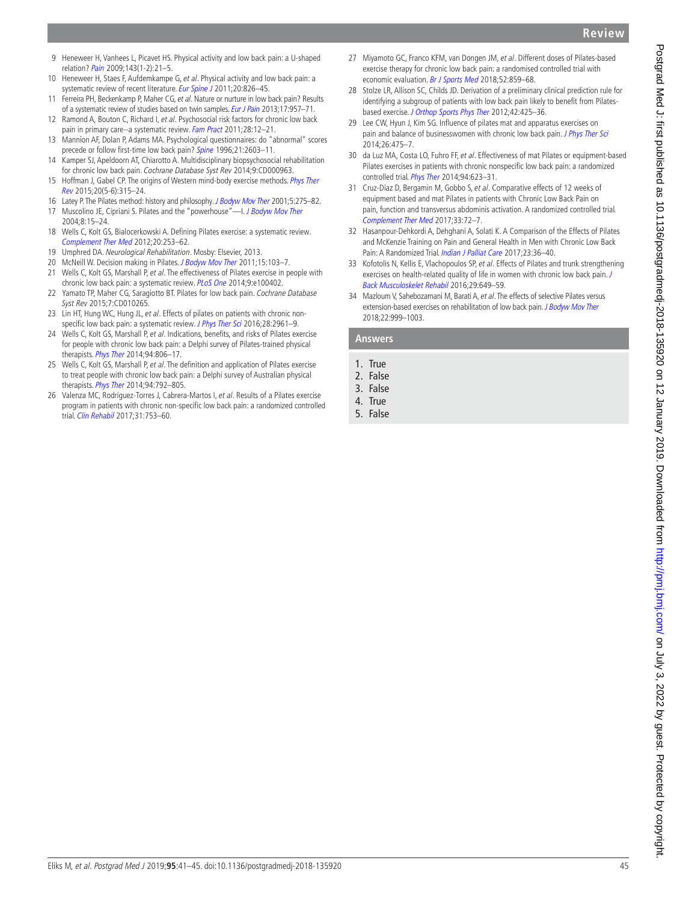9 Heneweer H, Vanhees L, Picavet HS. Physical activity and low back pain: a U-shaped relation? *Pain* 2009;143(1-2):21–5.
10 Heneweer H, Staes F, Aufdemkampe G, *et al*. Physical activity and low back pain: a systematic review of recent literature. *Eur Spine J* 2011;20:826–45.
11 Ferreira PH, Beckenkamp P, Maher CG, *et al*. Nature or nurture in low back pain? Results of a systematic review of studies based on twin samples. *Eur J Pain* 2013;17:957–71.
12 Ramond A, Bouton C, Richard I, *et al*. Psychosocial risk factors for chronic low back pain in primary care--a systematic review. *Fam Pract* 2011;28:12–21.
13 Mannion AF, Dolan P, Adams MA. Psychological questionnaires: do "abnormal" scores precede or follow first-time low back pain? *Spine* 1996;21:2603–11.
14 Kamper SJ, Apeldoorn AT, Chiarotto A. Multidisciplinary biopsychosocial rehabilitation for chronic low back pain. *Cochrane Database Syst Rev* 2014;9:CD000963.
15 Hoffman J, Gabel CP. The origins of Western mind-body exercise methods. *Phys Ther Rev* 2015;20(5-6):315–24.
16 Latey P. The Pilates method: history and philosophy. *J Bodyw Mov Ther* 2001;5:275–82.
17 Muscolino JE, Cipriani S. Pilates and the "powerhouse"—I. *J Bodyw Mov Ther* 2004;8:15–24.
18 Wells C, Kolt GS, Bialocerkowski A. Defining Pilates exercise: a systematic review. *Complement Ther Med* 2012;20:253–62.
19 Umphred DA. *Neurological Rehabilitation*. Mosby: Elsevier, 2013.
20 McNeill W. Decision making in Pilates. *J Bodyw Mov Ther* 2011;15:103–7.
21 Wells C, Kolt GS, Marshall P, *et al*. The effectiveness of Pilates exercise in people with chronic low back pain: a systematic review. *PLoS One* 2014;9:e100402.
22 Yamato TP, Maher CG, Saragiotto BT. Pilates for low back pain. *Cochrane Database Syst Rev* 2015;7:CD010265.
23 Lin HT, Hung WC, Hung JL, *et al*. Effects of pilates on patients with chronic non-specific low back pain: a systematic review. *J Phys Ther Sci* 2016;28:2961–9.
24 Wells C, Kolt GS, Marshall P, *et al*. Indications, benefits, and risks of Pilates exercise for people with chronic low back pain: a Delphi survey of Pilates-trained physical therapists. *Phys Ther* 2014;94:806–17.
25 Wells C, Kolt GS, Marshall P, *et al*. The definition and application of Pilates exercise to treat people with chronic low back pain: a Delphi survey of Australian physical therapists. *Phys Ther* 2014;94:792–805.
26 Valenza MC, Rodríguez-Torres J, Cabrera-Martos I, *et al*. Results of a Pilates exercise program in patients with chronic non-specific low back pain: a randomized controlled trial. *Clin Rehabil* 2017;31:753–60.
27 Miyamoto GC, Franco KFM, van Dongen JM, *et al*. Different doses of Pilates-based exercise therapy for chronic low back pain: a randomised controlled trial with economic evaluation. *Br J Sports Med* 2018;52:859–68.
28 Stolze LR, Allison SC, Childs JD. Derivation of a preliminary clinical prediction rule for identifying a subgroup of patients with low back pain likely to benefit from Pilates-based exercise. *J Orthop Sports Phys Ther* 2012;42:425–36.
29 Lee CW, Hyun J, Kim SG. Influence of pilates mat and apparatus exercises on pain and balance of businesswomen with chronic low back pain. *J Phys Ther Sci* 2014;26:475–7.
30 da Luz MA, Costa LO, Fuhro FF, *et al*. Effectiveness of mat Pilates or equipment-based Pilates exercises in patients with chronic nonspecific low back pain: a randomized controlled trial. *Phys Ther* 2014;94:623–31.
31 Cruz-Díaz D, Bergamin M, Gobbo S, *et al*. Comparative effects of 12 weeks of equipment based and mat Pilates in patients with Chronic Low Back Pain on pain, function and transversus abdominis activation. A randomized controlled trial. *Complement Ther Med* 2017;33:72–7.
32 Hasanpour-Dehkordi A, Dehghani A, Solati K. A Comparison of the Effects of Pilates and McKenzie Training on Pain and General Health in Men with Chronic Low Back Pain: A Randomized Trial. *Indian J Palliat Care* 2017;23:36–40.
33 Kofotolis N, Kellis E, Vlachopoulos SP, *et al*. Effects of Pilates and trunk strengthening exercises on health-related quality of life in women with chronic low back pain. *J Back Musculoskelet Rehabil* 2016;29:649–59.
34 Mazloum V, Sahebozamani M, Barati A, *et al*. The effects of selective Pilates versus extension-based exercises on rehabilitation of low back pain. *J Bodyw Mov Ther* 2018;22:999–1003.

## Answers

1. True
2. False
3. False
4. True
5. False